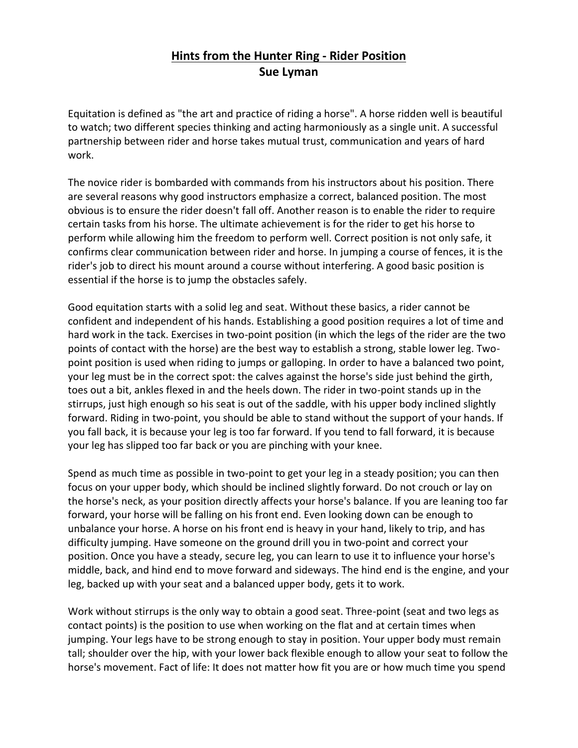# Hints from the Hunter Ring - Rider Position

**Sue Lyman**

Equitation is defined as "the art and practice of riding a horse". A horse ridden well is beautiful to watch; two different species thinking and acting harmoniously as a single unit. A successful partnership between rider and horse takes mutual trust, communication and years of hard work.

The novice rider is bombarded with commands from his instructors about his position. There are several reasons why good instructors emphasize a correct, balanced position. The most obvious is to ensure the rider doesn't fall off. Another reason is to enable the rider to require certain tasks from his horse. The ultimate achievement is for the rider to get his horse to perform while allowing him the freedom to perform well. Correct position is not only safe, it confirms clear communication between rider and horse. In jumping a course of fences, it is the rider's job to direct his mount around a course without interfering. A good basic position is essential if the horse is to jump the obstacles safely.

Good equitation starts with a solid leg and seat. Without these basics, a rider cannot be confident and independent of his hands. Establishing a good position requires a lot of time and hard work in the tack. Exercises in two-point position (in which the legs of the rider are the two points of contact with the horse) are the best way to establish a strong, stable lower leg. Two-point position is used when riding to jumps or galloping. In order to have a balanced two point, your leg must be in the correct spot: the calves against the horse's side just behind the girth, toes out a bit, ankles flexed in and the heels down. The rider in two-point stands up in the stirrups, just high enough so his seat is out of the saddle, with his upper body inclined slightly forward. Riding in two-point, you should be able to stand without the support of your hands. If you fall back, it is because your leg is too far forward. If you tend to fall forward, it is because your leg has slipped too far back or you are pinching with your knee.

Spend as much time as possible in two-point to get your leg in a steady position; you can then focus on your upper body, which should be inclined slightly forward. Do not crouch or lay on the horse's neck, as your position directly affects your horse's balance. If you are leaning too far forward, your horse will be falling on his front end. Even looking down can be enough to unbalance your horse. A horse on his front end is heavy in your hand, likely to trip, and has difficulty jumping. Have someone on the ground drill you in two-point and correct your position. Once you have a steady, secure leg, you can learn to use it to influence your horse's middle, back, and hind end to move forward and sideways. The hind end is the engine, and your leg, backed up with your seat and a balanced upper body, gets it to work.

Work without stirrups is the only way to obtain a good seat. Three-point (seat and two legs as contact points) is the position to use when working on the flat and at certain times when jumping. Your legs have to be strong enough to stay in position. Your upper body must remain tall; shoulder over the hip, with your lower back flexible enough to allow your seat to follow the horse's movement. Fact of life: It does not matter how fit you are or how much time you spend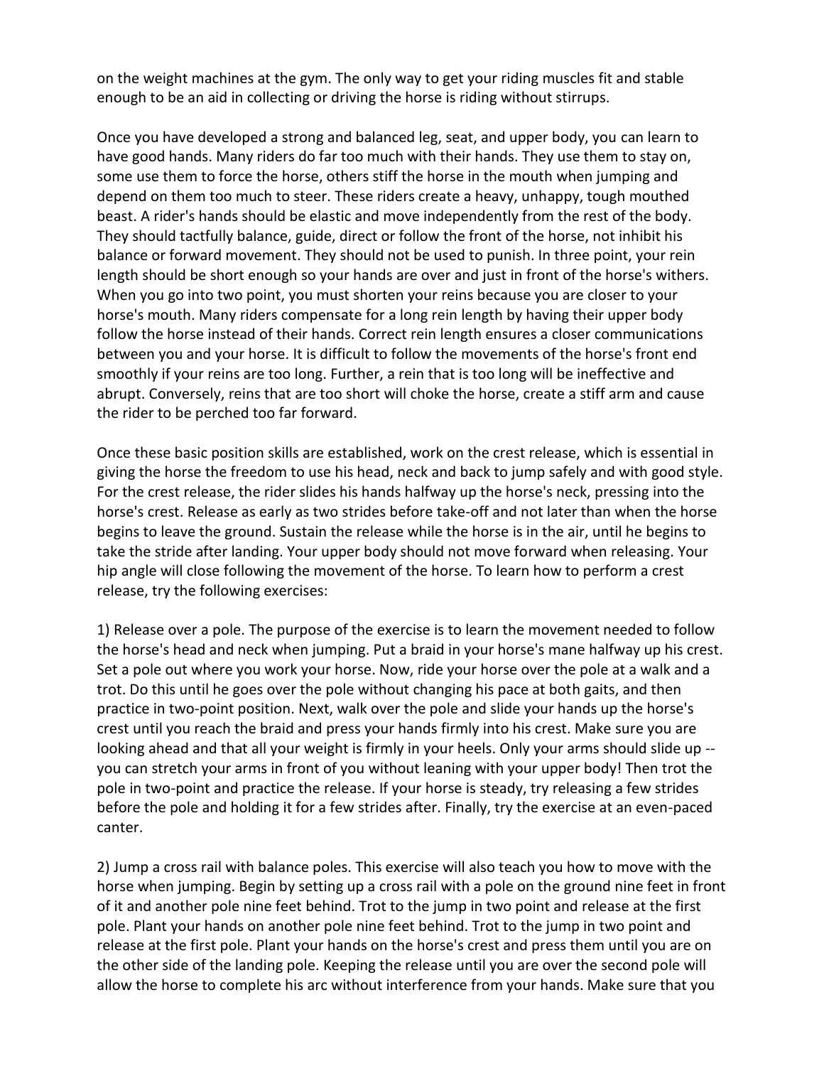on the weight machines at the gym. The only way to get your riding muscles fit and stable enough to be an aid in collecting or driving the horse is riding without stirrups.

Once you have developed a strong and balanced leg, seat, and upper body, you can learn to have good hands. Many riders do far too much with their hands. They use them to stay on, some use them to force the horse, others stiff the horse in the mouth when jumping and depend on them too much to steer. These riders create a heavy, unhappy, tough mouthed beast. A rider's hands should be elastic and move independently from the rest of the body. They should tactfully balance, guide, direct or follow the front of the horse, not inhibit his balance or forward movement. They should not be used to punish. In three point, your rein length should be short enough so your hands are over and just in front of the horse's withers. When you go into two point, you must shorten your reins because you are closer to your horse's mouth. Many riders compensate for a long rein length by having their upper body follow the horse instead of their hands. Correct rein length ensures a closer communications between you and your horse. It is difficult to follow the movements of the horse's front end smoothly if your reins are too long. Further, a rein that is too long will be ineffective and abrupt. Conversely, reins that are too short will choke the horse, create a stiff arm and cause the rider to be perched too far forward.

Once these basic position skills are established, work on the crest release, which is essential in giving the horse the freedom to use his head, neck and back to jump safely and with good style. For the crest release, the rider slides his hands halfway up the horse's neck, pressing into the horse's crest. Release as early as two strides before take-off and not later than when the horse begins to leave the ground. Sustain the release while the horse is in the air, until he begins to take the stride after landing. Your upper body should not move forward when releasing. Your hip angle will close following the movement of the horse. To learn how to perform a crest release, try the following exercises:

1) Release over a pole. The purpose of the exercise is to learn the movement needed to follow the horse's head and neck when jumping. Put a braid in your horse's mane halfway up his crest. Set a pole out where you work your horse. Now, ride your horse over the pole at a walk and a trot. Do this until he goes over the pole without changing his pace at both gaits, and then practice in two-point position. Next, walk over the pole and slide your hands up the horse's crest until you reach the braid and press your hands firmly into his crest. Make sure you are looking ahead and that all your weight is firmly in your heels. Only your arms should slide up -- you can stretch your arms in front of you without leaning with your upper body! Then trot the pole in two-point and practice the release. If your horse is steady, try releasing a few strides before the pole and holding it for a few strides after. Finally, try the exercise at an even-paced canter.

2) Jump a cross rail with balance poles. This exercise will also teach you how to move with the horse when jumping. Begin by setting up a cross rail with a pole on the ground nine feet in front of it and another pole nine feet behind. Trot to the jump in two point and release at the first pole. Plant your hands on another pole nine feet behind. Trot to the jump in two point and release at the first pole. Plant your hands on the horse's crest and press them until you are on the other side of the landing pole. Keeping the release until you are over the second pole will allow the horse to complete his arc without interference from your hands. Make sure that you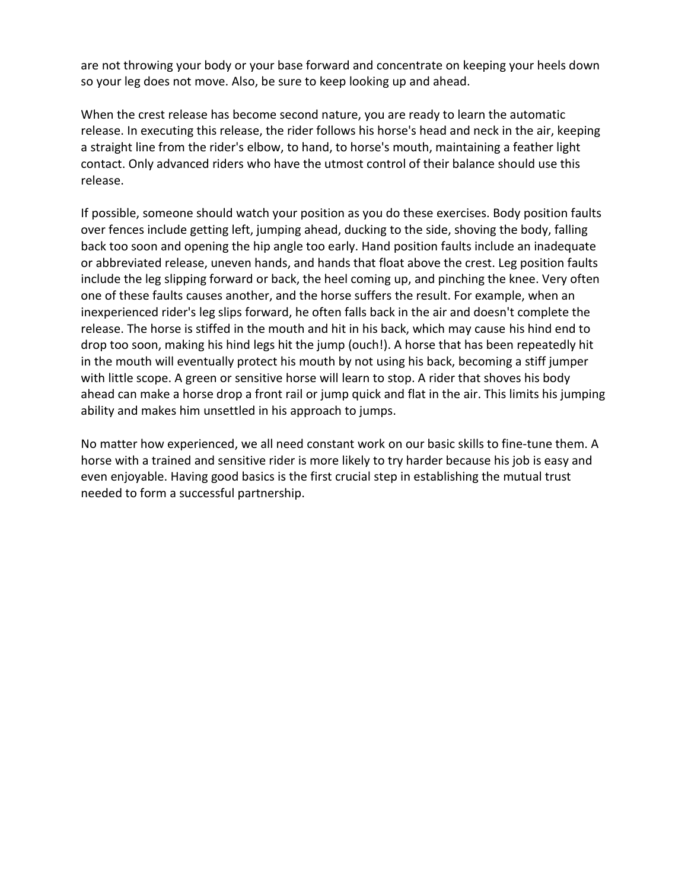are not throwing your body or your base forward and concentrate on keeping your heels down so your leg does not move. Also, be sure to keep looking up and ahead.

When the crest release has become second nature, you are ready to learn the automatic release. In executing this release, the rider follows his horse's head and neck in the air, keeping a straight line from the rider's elbow, to hand, to horse's mouth, maintaining a feather light contact. Only advanced riders who have the utmost control of their balance should use this release.

If possible, someone should watch your position as you do these exercises. Body position faults over fences include getting left, jumping ahead, ducking to the side, shoving the body, falling back too soon and opening the hip angle too early. Hand position faults include an inadequate or abbreviated release, uneven hands, and hands that float above the crest. Leg position faults include the leg slipping forward or back, the heel coming up, and pinching the knee. Very often one of these faults causes another, and the horse suffers the result. For example, when an inexperienced rider's leg slips forward, he often falls back in the air and doesn't complete the release. The horse is stiffed in the mouth and hit in his back, which may cause his hind end to drop too soon, making his hind legs hit the jump (ouch!). A horse that has been repeatedly hit in the mouth will eventually protect his mouth by not using his back, becoming a stiff jumper with little scope. A green or sensitive horse will learn to stop. A rider that shoves his body ahead can make a horse drop a front rail or jump quick and flat in the air. This limits his jumping ability and makes him unsettled in his approach to jumps.

No matter how experienced, we all need constant work on our basic skills to fine-tune them. A horse with a trained and sensitive rider is more likely to try harder because his job is easy and even enjoyable. Having good basics is the first crucial step in establishing the mutual trust needed to form a successful partnership.